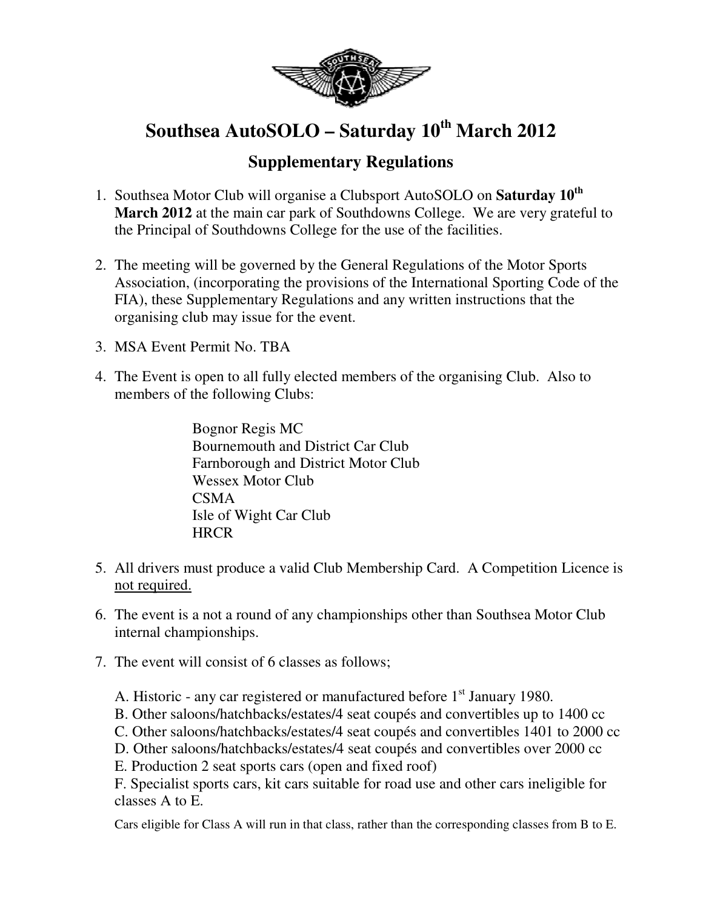# Southsea AutoSOLO – Saturday 10th March 2012

## Supplementary Regulations

1. Southsea Motor Club will organise a Clubsport AutoSOLO on **Saturday 10th March 2012** at the main car park of Southdowns College. We are very grateful to the Principal of Southdowns College for the use of the facilities.

2. The meeting will be governed by the General Regulations of the Motor Sports Association, (incorporating the provisions of the International Sporting Code of the FIA), these Supplementary Regulations and any written instructions that the organising club may issue for the event.

3. MSA Event Permit No. TBA

4. The Event is open to all fully elected members of the organising Club. Also to members of the following Clubs:

   Bognor Regis MC
   Bournemouth and District Car Club
   Farnborough and District Motor Club
   Wessex Motor Club
   CSMA
   Isle of Wight Car Club
   HRCR

5. All drivers must produce a valid Club Membership Card. A Competition Licence is <u>not required.</u>

6. The event is a not a round of any championships other than Southsea Motor Club internal championships.

7. The event will consist of 6 classes as follows;

   A. Historic - any car registered or manufactured before 1st January 1980.
   B. Other saloons/hatchbacks/estates/4 seat coupés and convertibles up to 1400 cc
   C. Other saloons/hatchbacks/estates/4 seat coupés and convertibles 1401 to 2000 cc
   D. Other saloons/hatchbacks/estates/4 seat coupés and convertibles over 2000 cc
   E. Production 2 seat sports cars (open and fixed roof)
   F. Specialist sports cars, kit cars suitable for road use and other cars ineligible for classes A to E.

   Cars eligible for Class A will run in that class, rather than the corresponding classes from B to E.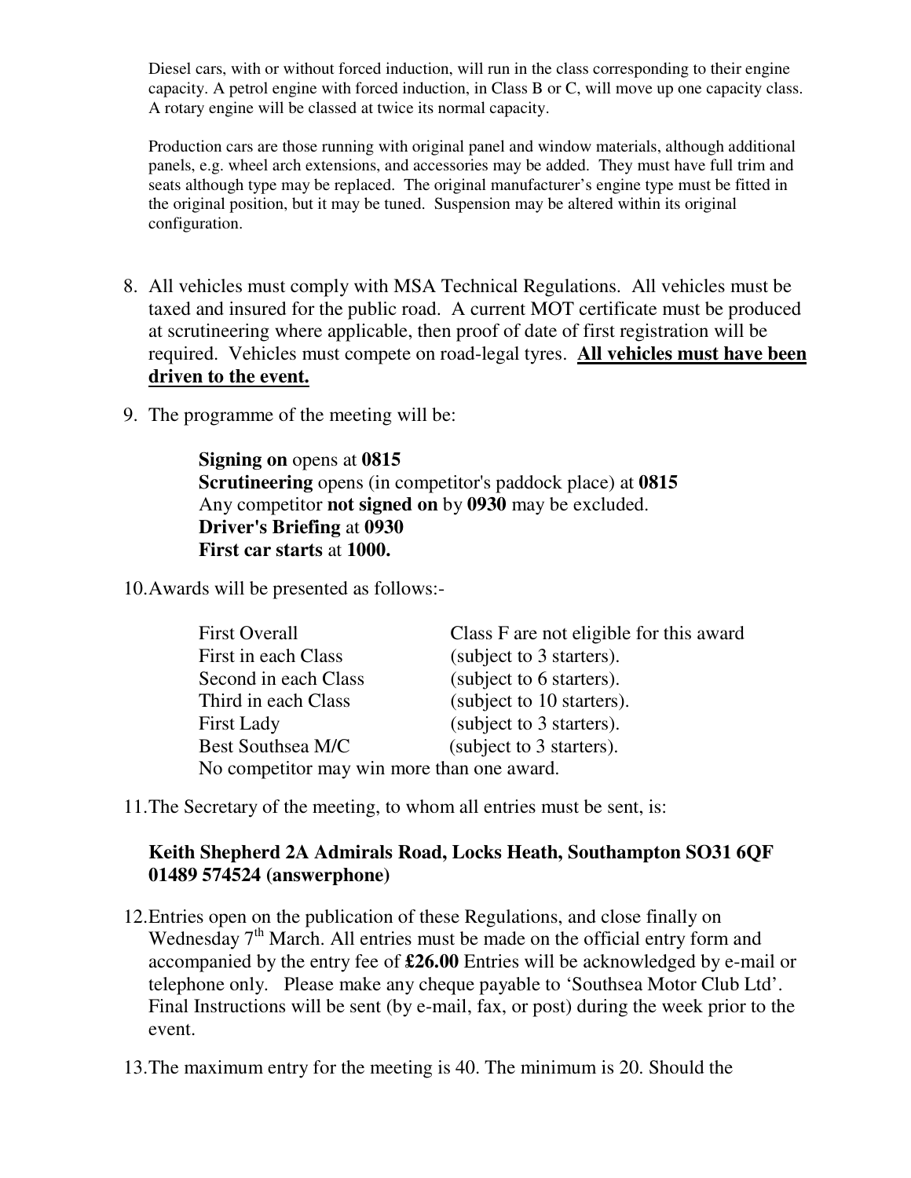Diesel cars, with or without forced induction, will run in the class corresponding to their engine capacity. A petrol engine with forced induction, in Class B or C, will move up one capacity class. A rotary engine will be classed at twice its normal capacity.

Production cars are those running with original panel and window materials, although additional panels, e.g. wheel arch extensions, and accessories may be added. They must have full trim and seats although type may be replaced. The original manufacturer's engine type must be fitted in the original position, but it may be tuned. Suspension may be altered within its original configuration.

8. All vehicles must comply with MSA Technical Regulations. All vehicles must be taxed and insured for the public road. A current MOT certificate must be produced at scrutineering where applicable, then proof of date of first registration will be required. Vehicles must compete on road-legal tyres. **All vehicles must have been driven to the event.**

9. The programme of the meeting will be:

   **Signing on** opens at **0815**
   **Scrutineering** opens (in competitor's paddock place) at **0815**
   Any competitor **not signed on** by **0930** may be excluded.
   **Driver's Briefing** at **0930**
   **First car starts** at **1000.**

10. Awards will be presented as follows:-

| | |
|---|---|
| First Overall | Class F are not eligible for this award |
| First in each Class | (subject to 3 starters). |
| Second in each Class | (subject to 6 starters). |
| Third in each Class | (subject to 10 starters). |
| First Lady | (subject to 3 starters). |
| Best Southsea M/C | (subject to 3 starters). |

   No competitor may win more than one award.

11. The Secretary of the meeting, to whom all entries must be sent, is:

   **Keith Shepherd 2A Admirals Road, Locks Heath, Southampton SO31 6QF 01489 574524 (answerphone)**

12. Entries open on the publication of these Regulations, and close finally on Wednesday 7th March. All entries must be made on the official entry form and accompanied by the entry fee of **£26.00** Entries will be acknowledged by e-mail or telephone only. Please make any cheque payable to 'Southsea Motor Club Ltd'. Final Instructions will be sent (by e-mail, fax, or post) during the week prior to the event.

13. The maximum entry for the meeting is 40. The minimum is 20. Should the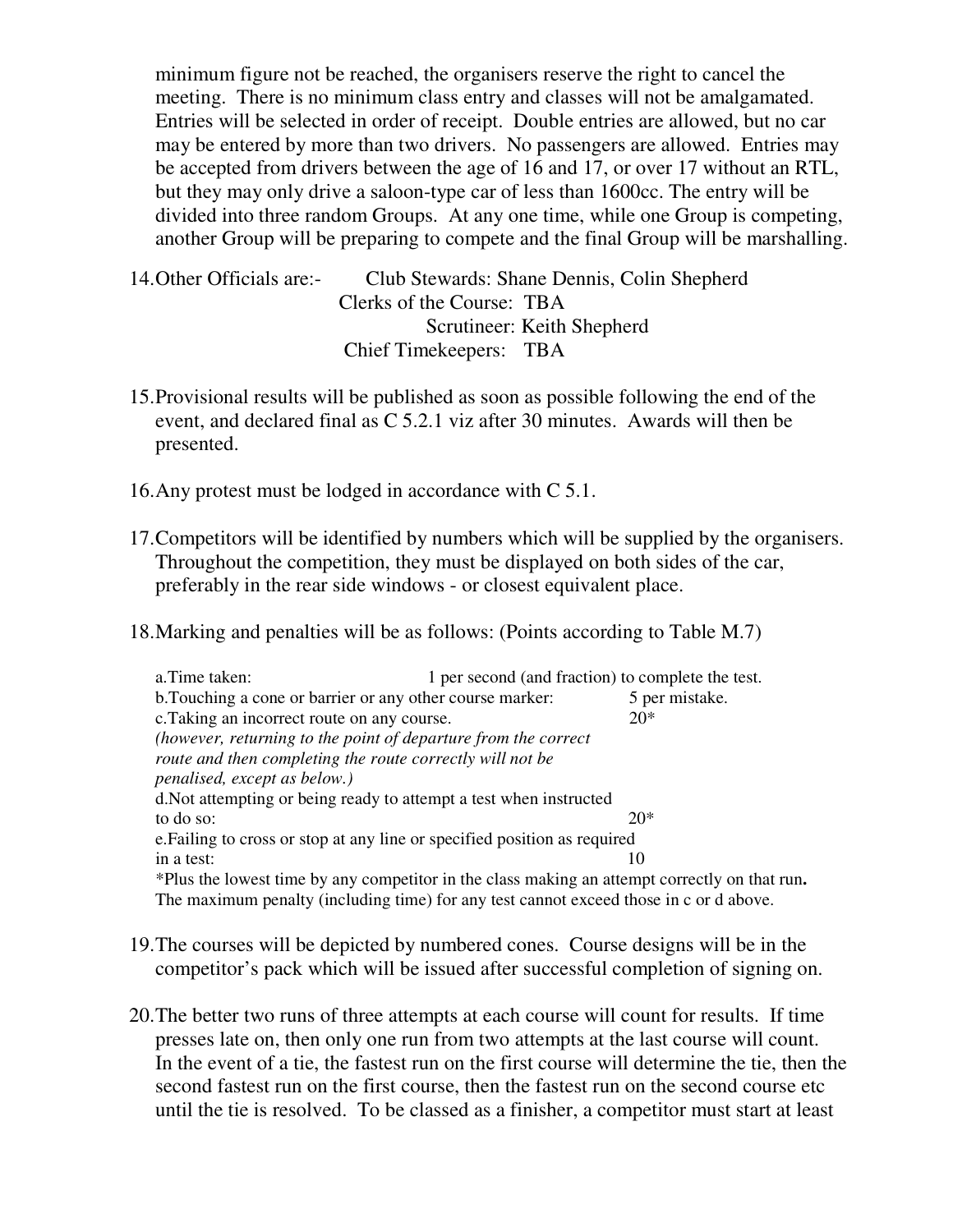minimum figure not be reached, the organisers reserve the right to cancel the meeting. There is no minimum class entry and classes will not be amalgamated. Entries will be selected in order of receipt. Double entries are allowed, but no car may be entered by more than two drivers. No passengers are allowed. Entries may be accepted from drivers between the age of 16 and 17, or over 17 without an RTL, but they may only drive a saloon-type car of less than 1600cc. The entry will be divided into three random Groups. At any one time, while one Group is competing, another Group will be preparing to compete and the final Group will be marshalling.

14. Other Officials are:-

    Club Stewards: Shane Dennis, Colin Shepherd
    Clerks of the Course: TBA
    Scrutineer: Keith Shepherd
    Chief Timekeepers: TBA

15. Provisional results will be published as soon as possible following the end of the event, and declared final as C 5.2.1 viz after 30 minutes. Awards will then be presented.

16. Any protest must be lodged in accordance with C 5.1.

17. Competitors will be identified by numbers which will be supplied by the organisers. Throughout the competition, they must be displayed on both sides of the car, preferably in the rear side windows - or closest equivalent place.

18. Marking and penalties will be as follows: (Points according to Table M.7)

    a. Time taken: 1 per second (and fraction) to complete the test.
    b. Touching a cone or barrier or any other course marker: 5 per mistake.
    c. Taking an incorrect route on any course. 20*
    *(however, returning to the point of departure from the correct route and then completing the route correctly will not be penalised, except as below.)*
    d. Not attempting or being ready to attempt a test when instructed to do so: 20*
    e. Failing to cross or stop at any line or specified position as required in a test: 10
    *Plus the lowest time by any competitor in the class making an attempt correctly on that run**.**
    The maximum penalty (including time) for any test cannot exceed those in c or d above.

19. The courses will be depicted by numbered cones. Course designs will be in the competitor's pack which will be issued after successful completion of signing on.

20. The better two runs of three attempts at each course will count for results. If time presses late on, then only one run from two attempts at the last course will count. In the event of a tie, the fastest run on the first course will determine the tie, then the second fastest run on the first course, then the fastest run on the second course etc until the tie is resolved. To be classed as a finisher, a competitor must start at least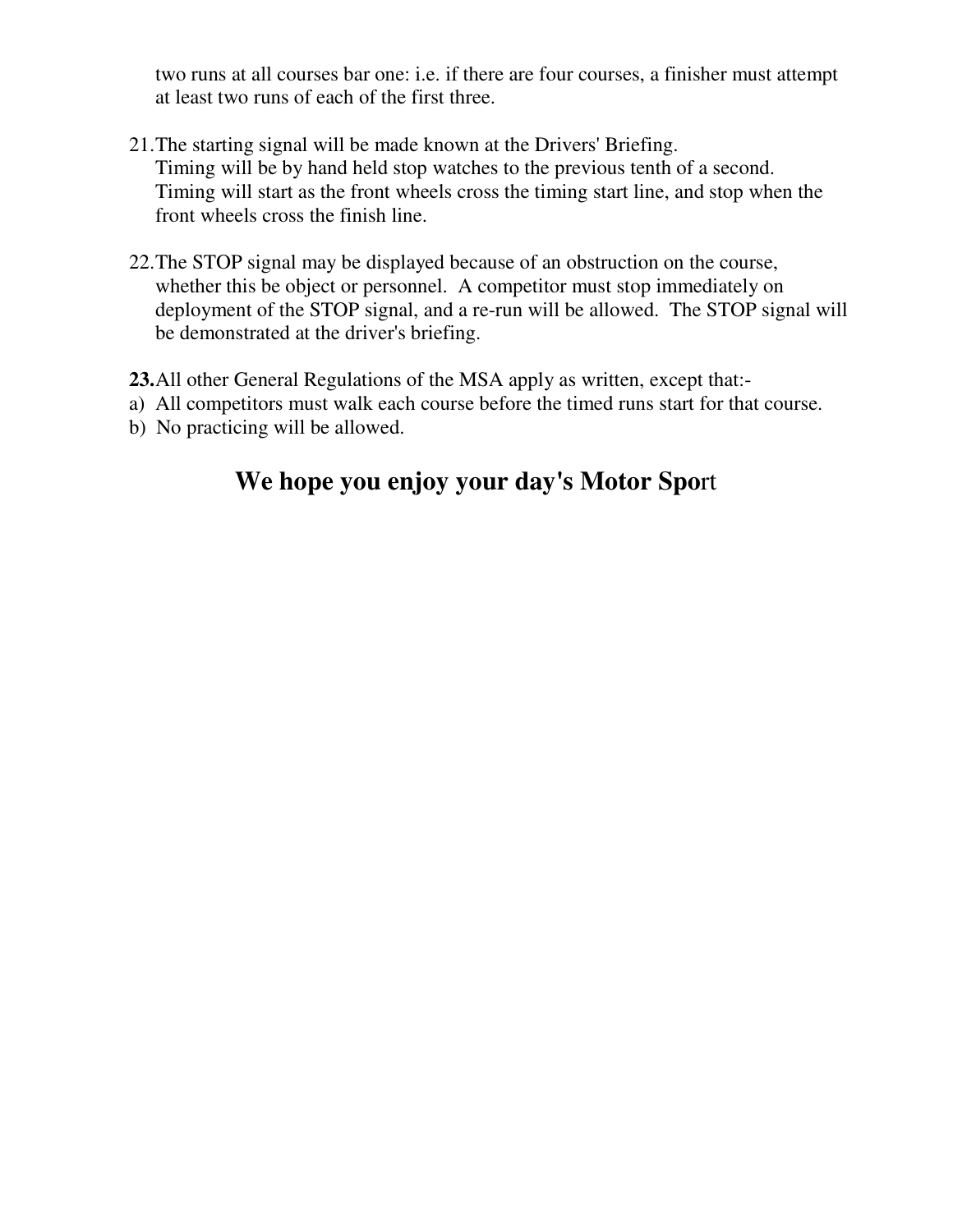two runs at all courses bar one: i.e. if there are four courses, a finisher must attempt at least two runs of each of the first three.

21. The starting signal will be made known at the Drivers' Briefing.
    Timing will be by hand held stop watches to the previous tenth of a second.
    Timing will start as the front wheels cross the timing start line, and stop when the front wheels cross the finish line.

22. The STOP signal may be displayed because of an obstruction on the course, whether this be object or personnel. A competitor must stop immediately on deployment of the STOP signal, and a re-run will be allowed. The STOP signal will be demonstrated at the driver's briefing.

**23.** All other General Regulations of the MSA apply as written, except that:-

a) All competitors must walk each course before the timed runs start for that course.
b) No practicing will be allowed.

## We hope you enjoy your day's Motor Sport